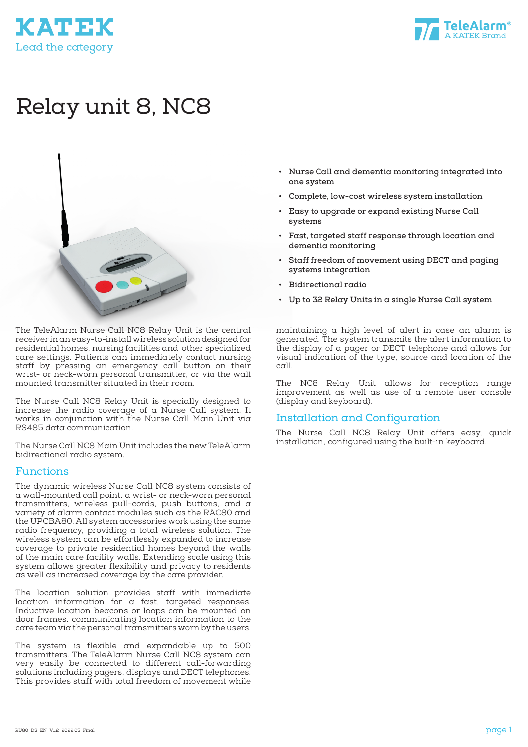KATEK
Lead the category

TeleAlarm®
A KATEK Brand

# Relay unit 8, NC8

- Nurse Call and dementia monitoring integrated into one system
- Complete, low-cost wireless system installation
- Easy to upgrade or expand existing Nurse Call systems
- Fast, targeted staff response through location and dementia monitoring
- Staff freedom of movement using DECT and paging systems integration
- Bidirectional radio
- Up to 32 Relay Units in a single Nurse Call system

The TeleAlarm Nurse Call NC8 Relay Unit is the central receiver in an easy-to-install wireless solution designed for residential homes, nursing facilities and other specialized care settings. Patients can immediately contact nursing staff by pressing an emergency call button on their wrist- or neck-worn personal transmitter, or via the wall mounted transmitter situated in their room.

The Nurse Call NC8 Relay Unit is specially designed to increase the radio coverage of a Nurse Call system. It works in conjunction with the Nurse Call Main Unit via RS485 data communication.

The Nurse Call NC8 Main Unit includes the new TeleAlarm bidirectional radio system.

## Functions

The dynamic wireless Nurse Call NC8 system consists of a wall-mounted call point, a wrist- or neck-worn personal transmitters, wireless pull-cords, push buttons, and a variety of alarm contact modules such as the RAC80 and the UPCBA80. All system accessories work using the same radio frequency, providing a total wireless solution. The wireless system can be effortlessly expanded to increase coverage to private residential homes beyond the walls of the main care facility walls. Extending scale using this system allows greater flexibility and privacy to residents as well as increased coverage by the care provider.

The location solution provides staff with immediate location information for a fast, targeted responses. Inductive location beacons or loops can be mounted on door frames, communicating location information to the care team via the personal transmitters worn by the users.

The system is flexible and expandable up to 500 transmitters. The TeleAlarm Nurse Call NC8 system can very easily be connected to different call-forwarding solutions including pagers, displays and DECT telephones. This provides staff with total freedom of movement while maintaining a high level of alert in case an alarm is generated. The system transmits the alert information to the display of a pager or DECT telephone and allows for visual indication of the type, source and location of the call.

The NC8 Relay Unit allows for reception range improvement as well as use of a remote user console (display and keyboard).

## Installation and Configuration

The Nurse Call NC8 Relay Unit offers easy, quick installation, configured using the built-in keyboard.

RU80_DS_EN_V1.2_2022.05_Final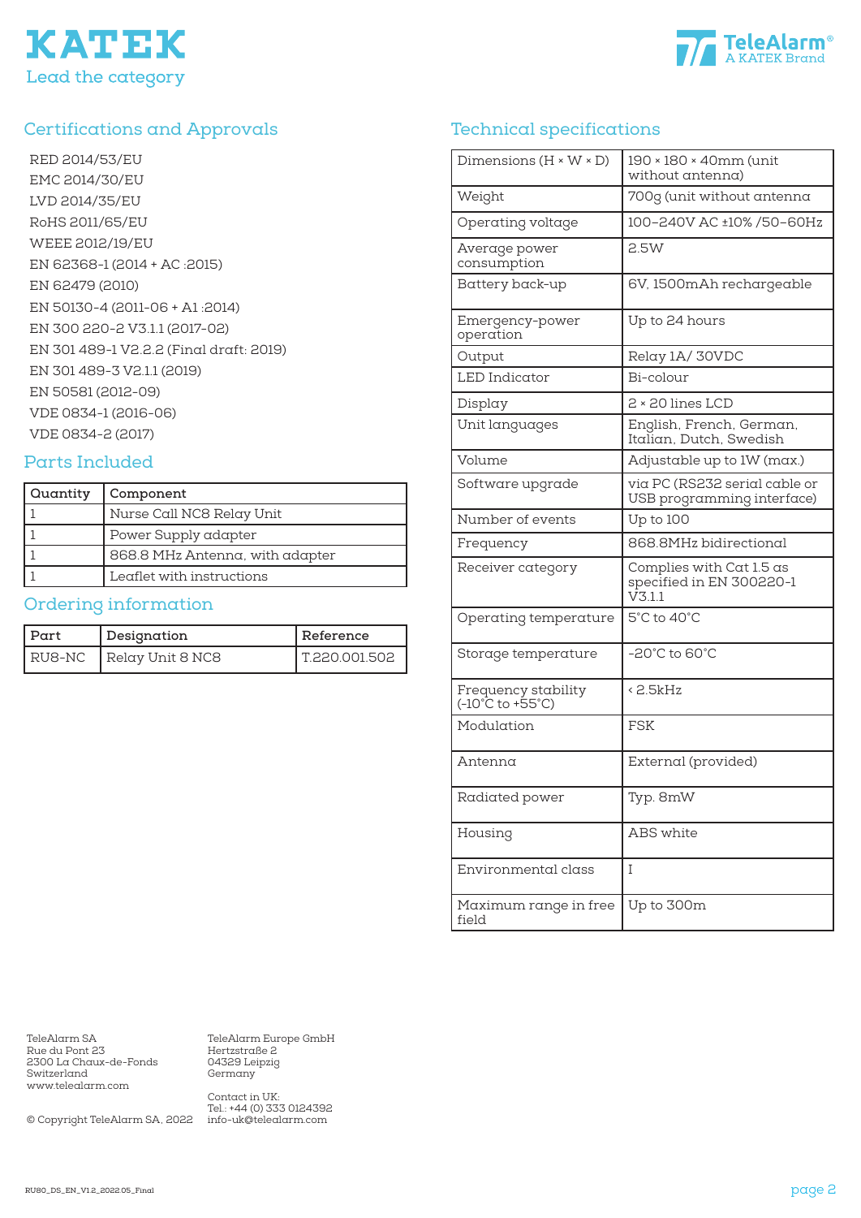KATEK
Lead the category

TeleAlarm®
A KATEK Brand

## Certifications and Approvals

RED 2014/53/EU
EMC 2014/30/EU
LVD 2014/35/EU
RoHS 2011/65/EU
WEEE 2012/19/EU
EN 62368-1 (2014 + AC :2015)
EN 62479 (2010)
EN 50130-4 (2011-06 + A1 :2014)
EN 300 220-2 V3.1.1 (2017-02)
EN 301 489-1 V2.2.2 (Final draft: 2019)
EN 301 489-3 V2.1.1 (2019)
EN 50581 (2012-09)
VDE 0834-1 (2016-06)
VDE 0834-2 (2017)

## Parts Included

| Quantity | Component |
|---|---|
| 1 | Nurse Call NC8 Relay Unit |
| 1 | Power Supply adapter |
| 1 | 868.8 MHz Antenna, with adapter |
| 1 | Leaflet with instructions |

## Ordering information

| Part | Designation | Reference |
|---|---|---|
| RU8-NC | Relay Unit 8 NC8 | T.220.001.502 |

## Technical specifications

| | |
|---|---|
| Dimensions (H × W × D) | 190 × 180 × 40mm (unit without antenna) |
| Weight | 700g (unit without antenna |
| Operating voltage | 100-240V AC ±10% /50-60Hz |
| Average power consumption | 2.5W |
| Battery back-up | 6V, 1500mAh rechargeable |
| Emergency-power operation | Up to 24 hours |
| Output | Relay 1A/ 30VDC |
| LED Indicator | Bi-colour |
| Display | 2 × 20 lines LCD |
| Unit languages | English, French, German, Italian, Dutch, Swedish |
| Volume | Adjustable up to 1W (max.) |
| Software upgrade | via PC (RS232 serial cable or USB programming interface) |
| Number of events | Up to 100 |
| Frequency | 868.8MHz bidirectional |
| Receiver category | Complies with Cat 1.5 as specified in EN 300220-1 V3.1.1 |
| Operating temperature | 5°C to 40°C |
| Storage temperature | -20°C to 60°C |
| Frequency stability (-10°C to +55°C) | ‹ 2.5kHz |
| Modulation | FSK |
| Antenna | External (provided) |
| Radiated power | Typ. 8mW |
| Housing | ABS white |
| Environmental class | I |
| Maximum range in free field | Up to 300m |

TeleAlarm SA
Rue du Pont 23
2300 La Chaux-de-Fonds
Switzerland
www.telealarm.com

© Copyright TeleAlarm SA, 2022

TeleAlarm Europe GmbH
Hertzstraße 2
04329 Leipzig
Germany

Contact in UK:
Tel.: +44 (0) 333 0124392
info-uk@telealarm.com

RU80_DS_EN_V1.2_2022.05_Final